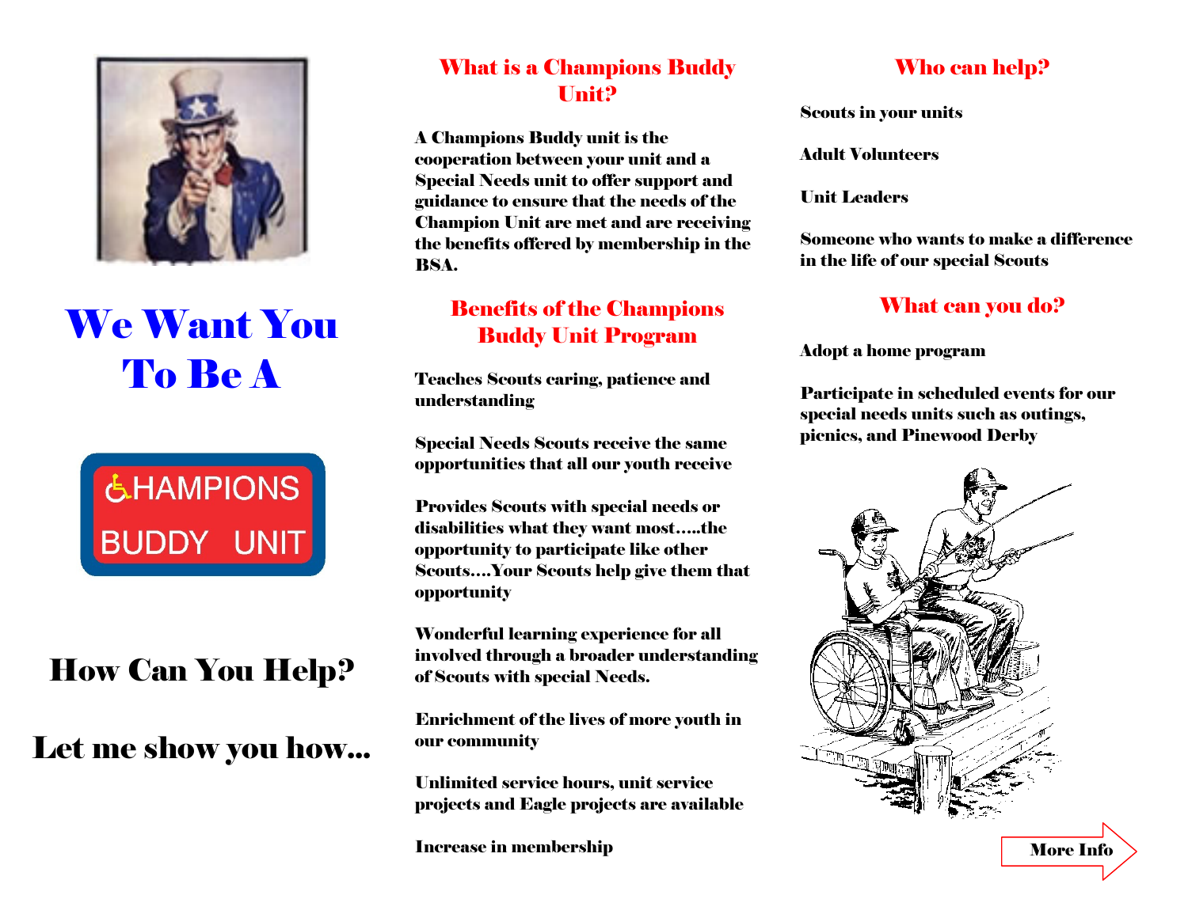# We Want You To Be A

CHAMPIONS BUDDY UNIT

## How Can You Help?

## Let me show you how…

## What is a Champions Buddy Unit?

**A Champions Buddy unit is the cooperation between your unit and a Special Needs unit to offer support and guidance to ensure that the needs of the Champion Unit are met and are receiving the benefits offered by membership in the BSA.**

## Benefits of the Champions Buddy Unit Program

**Teaches Scouts caring, patience and understanding**

**Special Needs Scouts receive the same opportunities that all our youth receive**

**Provides Scouts with special needs or disabilities what they want most…..the opportunity to participate like other Scouts….Your Scouts help give them that opportunity**

**Wonderful learning experience for all involved through a broader understanding of Scouts with special Needs.**

**Enrichment of the lives of more youth in our community**

**Unlimited service hours, unit service projects and Eagle projects are available**

**Increase in membership**

## Who can help?

**Scouts in your units**

**Adult Volunteers**

**Unit Leaders**

**Someone who wants to make a difference in the life of our special Scouts**

## What can you do?

**Adopt a home program**

**Participate in scheduled events for our special needs units such as outings, picnics, and Pinewood Derby**

**More Info**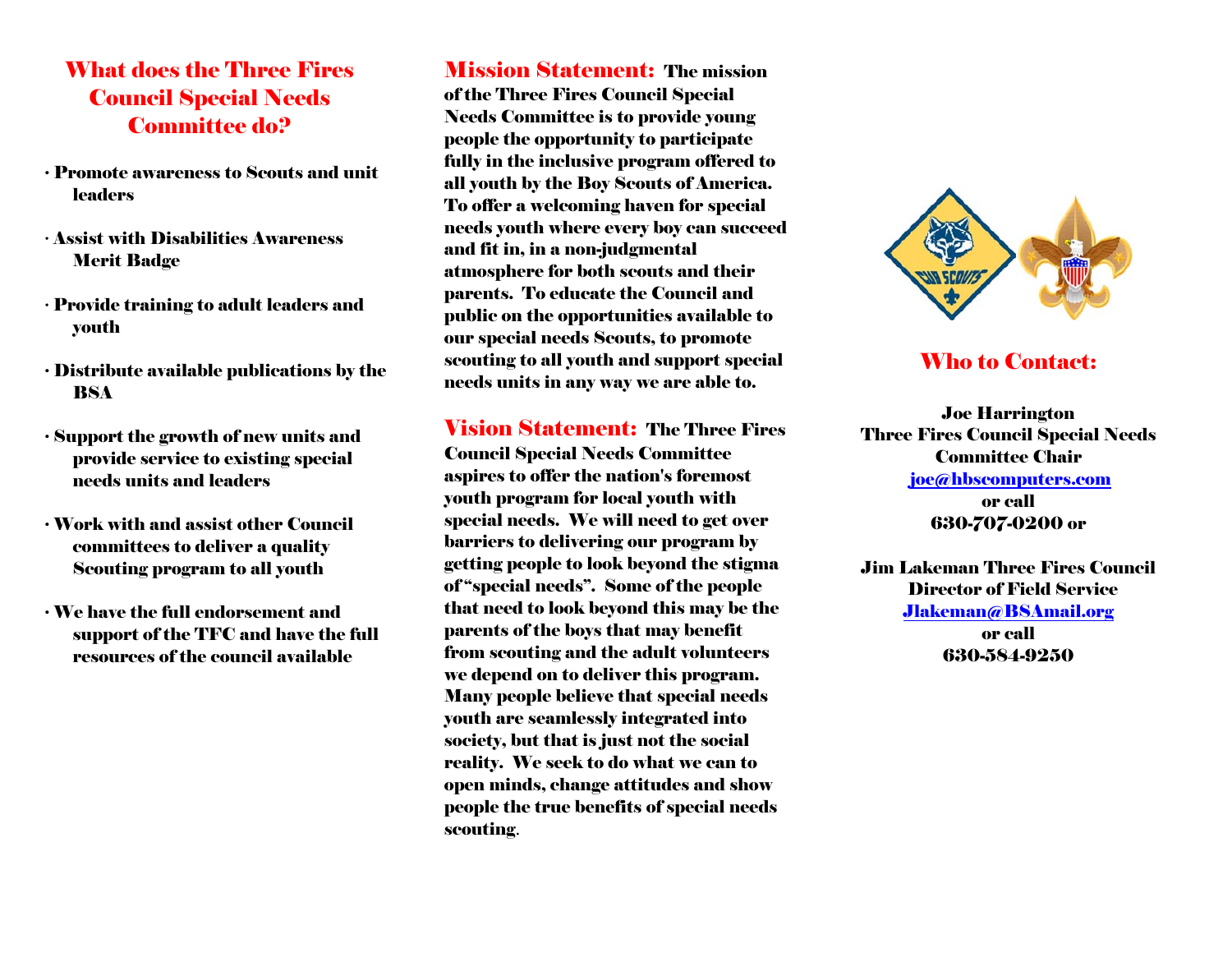## What does the Three Fires Council Special Needs Committee do?

- Promote awareness to Scouts and unit leaders
- Assist with Disabilities Awareness Merit Badge
- Provide training to adult leaders and youth
- Distribute available publications by the BSA
- Support the growth of new units and provide service to existing special needs units and leaders
- Work with and assist other Council committees to deliver a quality Scouting program to all youth
- We have the full endorsement and support of the TFC and have the full resources of the council available

**Mission Statement:** The mission of the Three Fires Council Special Needs Committee is to provide young people the opportunity to participate fully in the inclusive program offered to all youth by the Boy Scouts of America. To offer a welcoming haven for special needs youth where every boy can succeed and fit in, in a non-judgmental atmosphere for both scouts and their parents. To educate the Council and public on the opportunities available to our special needs Scouts, to promote scouting to all youth and support special needs units in any way we are able to.

**Vision Statement:** The Three Fires Council Special Needs Committee aspires to offer the nation's foremost youth program for local youth with special needs. We will need to get over barriers to delivering our program by getting people to look beyond the stigma of "special needs". Some of the people that need to look beyond this may be the parents of the boys that may benefit from scouting and the adult volunteers we depend on to deliver this program. Many people believe that special needs youth are seamlessly integrated into society, but that is just not the social reality. We seek to do what we can to open minds, change attitudes and show people the true benefits of special needs scouting.

## Who to Contact:

Joe Harrington
Three Fires Council Special Needs Committee Chair
joe@hbscomputers.com
or call
630-707-0200 or

Jim Lakeman Three Fires Council Director of Field Service
Jlakeman@BSAmail.org
or call
630-584-9250